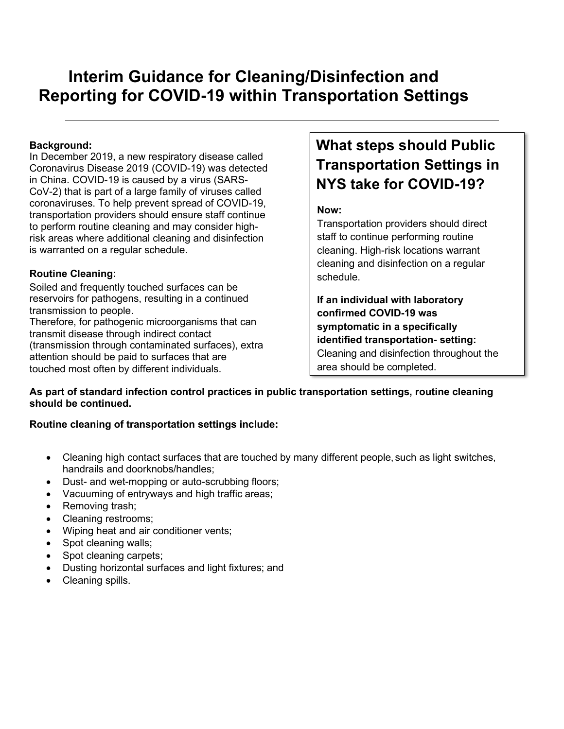# Interim Guidance for Cleaning/Disinfection and Reporting for COVID-19 within Transportation Settings

**Background:**
In December 2019, a new respiratory disease called Coronavirus Disease 2019 (COVID-19) was detected in China. COVID-19 is caused by a virus (SARS-CoV-2) that is part of a large family of viruses called coronaviruses. To help prevent spread of COVID-19, transportation providers should ensure staff continue to perform routine cleaning and may consider high-risk areas where additional cleaning and disinfection is warranted on a regular schedule.

**Routine Cleaning:**
Soiled and frequently touched surfaces can be reservoirs for pathogens, resulting in a continued transmission to people.
Therefore, for pathogenic microorganisms that can transmit disease through indirect contact (transmission through contaminated surfaces), extra attention should be paid to surfaces that are touched most often by different individuals.

## What steps should Public Transportation Settings in NYS take for COVID-19?

**Now:**
Transportation providers should direct staff to continue performing routine cleaning. High-risk locations warrant cleaning and disinfection on a regular schedule.

**If an individual with laboratory confirmed COVID-19 was symptomatic in a specifically identified transportation- setting:**
Cleaning and disinfection throughout the area should be completed.

**As part of standard infection control practices in public transportation settings, routine cleaning should be continued.**

**Routine cleaning of transportation settings include:**

- Cleaning high contact surfaces that are touched by many different people, such as light switches, handrails and doorknobs/handles;
- Dust- and wet-mopping or auto-scrubbing floors;
- Vacuuming of entryways and high traffic areas;
- Removing trash;
- Cleaning restrooms;
- Wiping heat and air conditioner vents;
- Spot cleaning walls;
- Spot cleaning carpets;
- Dusting horizontal surfaces and light fixtures; and
- Cleaning spills.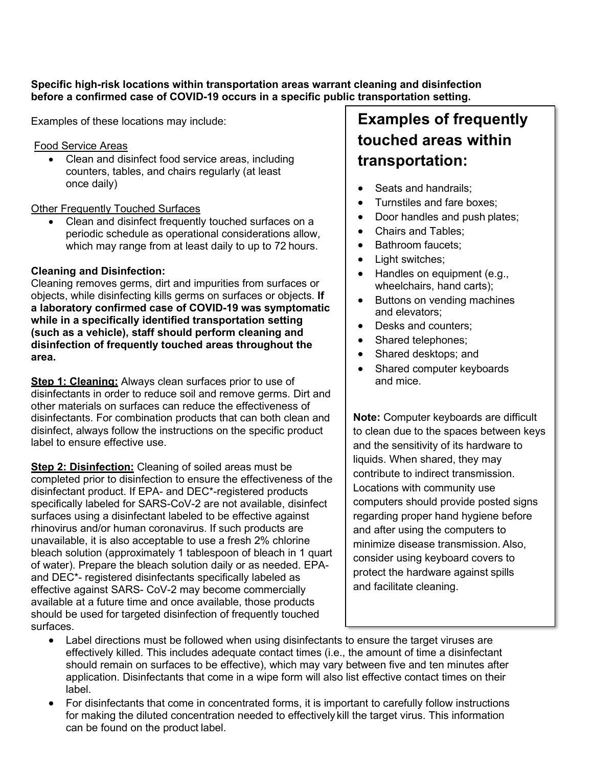**Specific high-risk locations within transportation areas warrant cleaning and disinfection before a confirmed case of COVID-19 occurs in a specific public transportation setting.**

Examples of these locations may include:

Food Service Areas

- Clean and disinfect food service areas, including counters, tables, and chairs regularly (at least once daily)

Other Frequently Touched Surfaces

- Clean and disinfect frequently touched surfaces on a periodic schedule as operational considerations allow, which may range from at least daily to up to 72 hours.

**Cleaning and Disinfection:**
Cleaning removes germs, dirt and impurities from surfaces or objects, while disinfecting kills germs on surfaces or objects. **If a laboratory confirmed case of COVID-19 was symptomatic while in a specifically identified transportation setting (such as a vehicle), staff should perform cleaning and disinfection of frequently touched areas throughout the area.**

**Step 1: Cleaning:** Always clean surfaces prior to use of disinfectants in order to reduce soil and remove germs. Dirt and other materials on surfaces can reduce the effectiveness of disinfectants. For combination products that can both clean and disinfect, always follow the instructions on the specific product label to ensure effective use.

**Step 2: Disinfection:** Cleaning of soiled areas must be completed prior to disinfection to ensure the effectiveness of the disinfectant product. If EPA- and DEC*-registered products specifically labeled for SARS-CoV-2 are not available, disinfect surfaces using a disinfectant labeled to be effective against rhinovirus and/or human coronavirus. If such products are unavailable, it is also acceptable to use a fresh 2% chlorine bleach solution (approximately 1 tablespoon of bleach in 1 quart of water). Prepare the bleach solution daily or as needed. EPA- and DEC*- registered disinfectants specifically labeled as effective against SARS- CoV-2 may become commercially available at a future time and once available, those products should be used for targeted disinfection of frequently touched surfaces.

- Label directions must be followed when using disinfectants to ensure the target viruses are effectively killed. This includes adequate contact times (i.e., the amount of time a disinfectant should remain on surfaces to be effective), which may vary between five and ten minutes after application. Disinfectants that come in a wipe form will also list effective contact times on their label.
- For disinfectants that come in concentrated forms, it is important to carefully follow instructions for making the diluted concentration needed to effectively kill the target virus. This information can be found on the product label.

## Examples of frequently touched areas within transportation:

- Seats and handrails;
- Turnstiles and fare boxes;
- Door handles and push plates;
- Chairs and Tables;
- Bathroom faucets;
- Light switches;
- Handles on equipment (e.g., wheelchairs, hand carts);
- Buttons on vending machines and elevators;
- Desks and counters;
- Shared telephones;
- Shared desktops; and
- Shared computer keyboards and mice.

**Note:** Computer keyboards are difficult to clean due to the spaces between keys and the sensitivity of its hardware to liquids. When shared, they may contribute to indirect transmission. Locations with community use computers should provide posted signs regarding proper hand hygiene before and after using the computers to minimize disease transmission. Also, consider using keyboard covers to protect the hardware against spills and facilitate cleaning.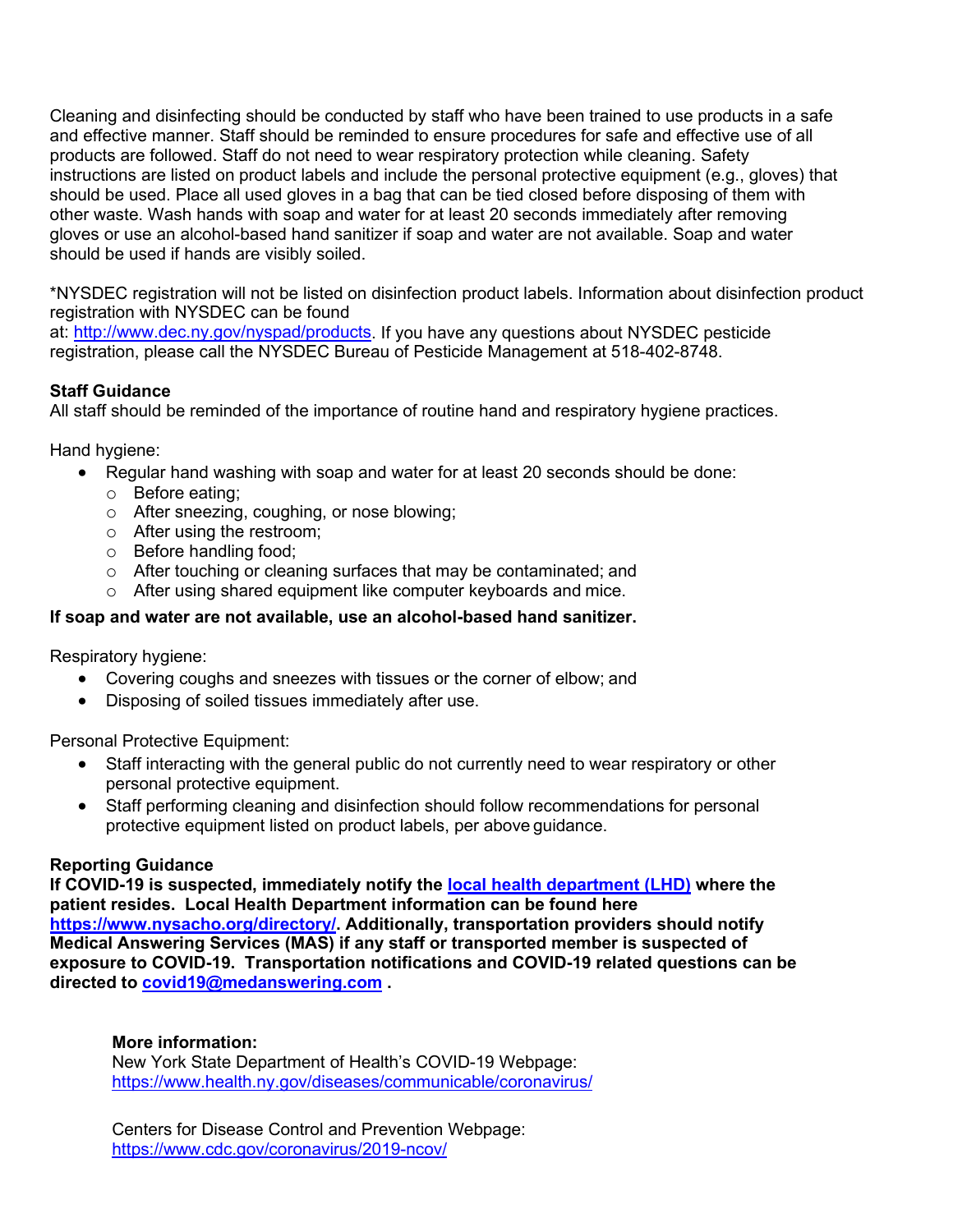Cleaning and disinfecting should be conducted by staff who have been trained to use products in a safe and effective manner. Staff should be reminded to ensure procedures for safe and effective use of all products are followed. Staff do not need to wear respiratory protection while cleaning. Safety instructions are listed on product labels and include the personal protective equipment (e.g., gloves) that should be used. Place all used gloves in a bag that can be tied closed before disposing of them with other waste. Wash hands with soap and water for at least 20 seconds immediately after removing gloves or use an alcohol-based hand sanitizer if soap and water are not available. Soap and water should be used if hands are visibly soiled.

*NYSDEC registration will not be listed on disinfection product labels. Information about disinfection product registration with NYSDEC can be found at: [http://www.dec.ny.gov/nyspad/products](http://www.dec.ny.gov/nyspad/products). If you have any questions about NYSDEC pesticide registration, please call the NYSDEC Bureau of Pesticide Management at 518-402-8748.

**Staff Guidance**

All staff should be reminded of the importance of routine hand and respiratory hygiene practices.

Hand hygiene:

- Regular hand washing with soap and water for at least 20 seconds should be done:
  - Before eating;
  - After sneezing, coughing, or nose blowing;
  - After using the restroom;
  - Before handling food;
  - After touching or cleaning surfaces that may be contaminated; and
  - After using shared equipment like computer keyboards and mice.

**If soap and water are not available, use an alcohol-based hand sanitizer.**

Respiratory hygiene:

- Covering coughs and sneezes with tissues or the corner of elbow; and
- Disposing of soiled tissues immediately after use.

Personal Protective Equipment:

- Staff interacting with the general public do not currently need to wear respiratory or other personal protective equipment.
- Staff performing cleaning and disinfection should follow recommendations for personal protective equipment listed on product labels, per above guidance.

**Reporting Guidance**

**If COVID-19 is suspected, immediately notify the [local health department (LHD)](https://www.nysacho.org/directory/) where the patient resides. Local Health Department information can be found here [https://www.nysacho.org/directory/](https://www.nysacho.org/directory/). Additionally, transportation providers should notify Medical Answering Services (MAS) if any staff or transported member is suspected of exposure to COVID-19. Transportation notifications and COVID-19 related questions can be directed to [covid19@medanswering.com](mailto:covid19@medanswering.com) .**

**More information:**

New York State Department of Health's COVID-19 Webpage:
[https://www.health.ny.gov/diseases/communicable/coronavirus/](https://www.health.ny.gov/diseases/communicable/coronavirus/)

Centers for Disease Control and Prevention Webpage:
[https://www.cdc.gov/coronavirus/2019-ncov/](https://www.cdc.gov/coronavirus/2019-ncov/)